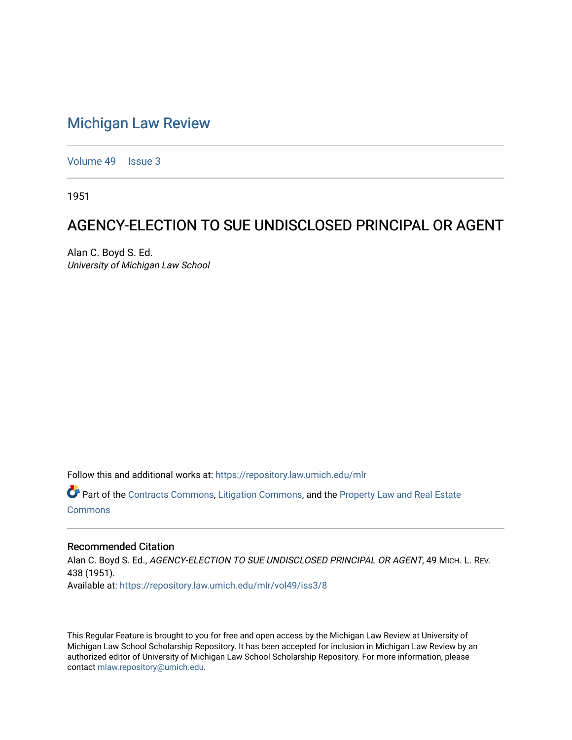# Michigan Law Review

Volume 49 | Issue 3

1951

## AGENCY-ELECTION TO SUE UNDISCLOSED PRINCIPAL OR AGENT

Alan C. Boyd S. Ed.
*University of Michigan Law School*

Follow this and additional works at: https://repository.law.umich.edu/mlr

Part of the Contracts Commons, Litigation Commons, and the Property Law and Real Estate Commons

### Recommended Citation

Alan C. Boyd S. Ed., *AGENCY-ELECTION TO SUE UNDISCLOSED PRINCIPAL OR AGENT*, 49 MICH. L. REV. 438 (1951).
Available at: https://repository.law.umich.edu/mlr/vol49/iss3/8

This Regular Feature is brought to you for free and open access by the Michigan Law Review at University of Michigan Law School Scholarship Repository. It has been accepted for inclusion in Michigan Law Review by an authorized editor of University of Michigan Law School Scholarship Repository. For more information, please contact mlaw.repository@umich.edu.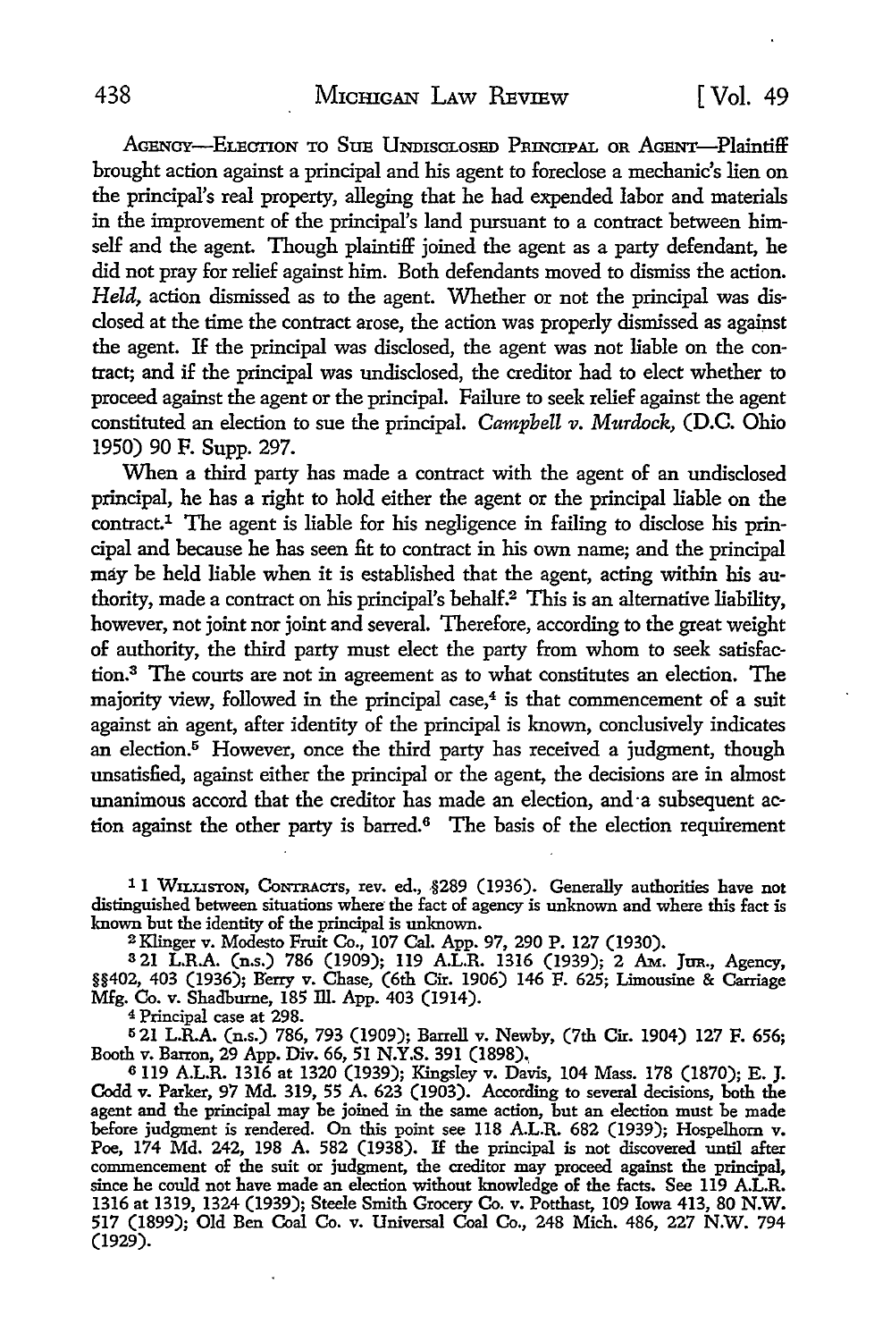AGENCY—ELECTION TO SUE UNDISCLOSED PRINCIPAL OR AGENT—Plaintiff brought action against a principal and his agent to foreclose a mechanic's lien on the principal's real property, alleging that he had expended labor and materials in the improvement of the principal's land pursuant to a contract between himself and the agent. Though plaintiff joined the agent as a party defendant, he did not pray for relief against him. Both defendants moved to dismiss the action. *Held*, action dismissed as to the agent. Whether or not the principal was disclosed at the time the contract arose, the action was properly dismissed as against the agent. If the principal was disclosed, the agent was not liable on the contract; and if the principal was undisclosed, the creditor had to elect whether to proceed against the agent or the principal. Failure to seek relief against the agent constituted an election to sue the principal. *Campbell v. Murdock*, (D.C. Ohio 1950) 90 F. Supp. 297.

When a third party has made a contract with the agent of an undisclosed principal, he has a right to hold either the agent or the principal liable on the contract.[1] The agent is liable for his negligence in failing to disclose his principal and because he has seen fit to contract in his own name; and the principal may be held liable when it is established that the agent, acting within his authority, made a contract on his principal's behalf.[2] This is an alternative liability, however, not joint nor joint and several. Therefore, according to the great weight of authority, the third party must elect the party from whom to seek satisfaction.[3] The courts are not in agreement as to what constitutes an election. The majority view, followed in the principal case,[4] is that commencement of a suit against an agent, after identity of the principal is known, conclusively indicates an election.[5] However, once the third party has received a judgment, though unsatisfied, against either the principal or the agent, the decisions are in almost unanimous accord that the creditor has made an election, and a subsequent action against the other party is barred.[6] The basis of the election requirement

---

[1] 1 WILLISTON, CONTRACTS, rev. ed., §289 (1936). Generally authorities have not distinguished between situations where the fact of agency is unknown and where this fact is known but the identity of the principal is unknown.

[2] Klinger v. Modesto Fruit Co., 107 Cal. App. 97, 290 P. 127 (1930).

[3] 21 L.R.A. (n.s.) 786 (1909); 119 A.L.R. 1316 (1939); 2 AM. JUR., Agency, §§402, 403 (1936); Berry v. Chase, (6th Cir. 1906) 146 F. 625; Limousine & Carriage Mfg. Co. v. Shadburne, 185 Ill. App. 403 (1914).

[4] Principal case at 298.

[5] 21 L.R.A. (n.s.) 786, 793 (1909); Barrell v. Newby, (7th Cir. 1904) 127 F. 656; Booth v. Barron, 29 App. Div. 66, 51 N.Y.S. 391 (1898).

[6] 119 A.L.R. 1316 at 1320 (1939); Kingsley v. Davis, 104 Mass. 178 (1870); E. J. Codd v. Parker, 97 Md. 319, 55 A. 623 (1903). According to several decisions, both the agent and the principal may be joined in the same action, but an election must be made before judgment is rendered. On this point see 118 A.L.R. 682 (1939); Hospelhorn v. Poe, 174 Md. 242, 198 A. 582 (1938). If the principal is not discovered until after commencement of the suit or judgment, the creditor may proceed against the principal, since he could not have made an election without knowledge of the facts. See 119 A.L.R. 1316 at 1319, 1324 (1939); Steele Smith Grocery Co. v. Potthast, 109 Iowa 413, 80 N.W. 517 (1899); Old Ben Coal Co. v. Universal Coal Co., 248 Mich. 486, 227 N.W. 794 (1929).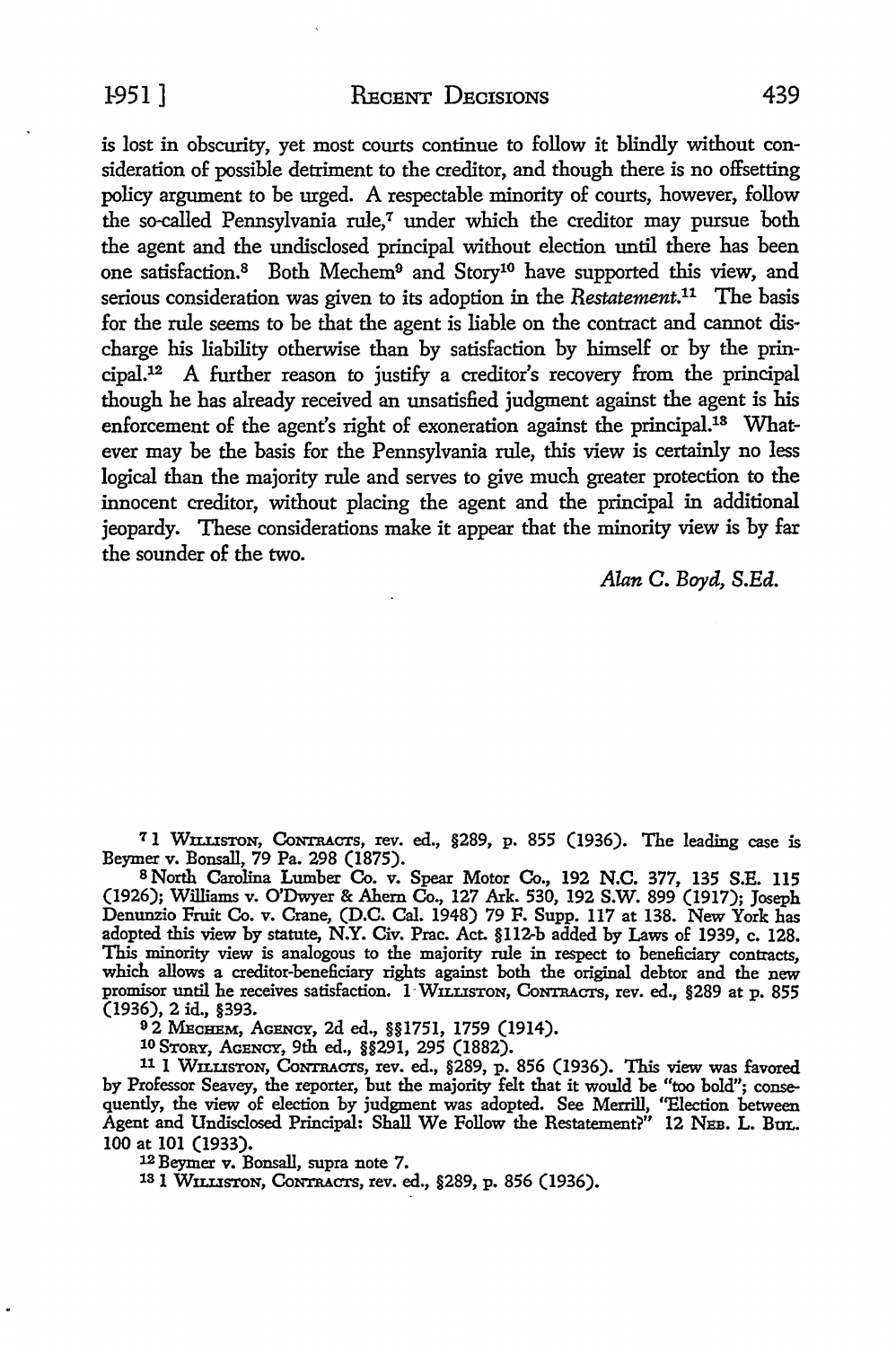is lost in obscurity, yet most courts continue to follow it blindly without consideration of possible detriment to the creditor, and though there is no offsetting policy argument to be urged. A respectable minority of courts, however, follow the so-called Pennsylvania rule,[7] under which the creditor may pursue both the agent and the undisclosed principal without election until there has been one satisfaction.[8] Both Mechem[9] and Story[10] have supported this view, and serious consideration was given to its adoption in the *Restatement*.[11] The basis for the rule seems to be that the agent is liable on the contract and cannot discharge his liability otherwise than by satisfaction by himself or by the principal.[12] A further reason to justify a creditor's recovery from the principal though he has already received an unsatisfied judgment against the agent is his enforcement of the agent's right of exoneration against the principal.[13] Whatever may be the basis for the Pennsylvania rule, this view is certainly no less logical than the majority rule and serves to give much greater protection to the innocent creditor, without placing the agent and the principal in additional jeopardy. These considerations make it appear that the minority view is by far the sounder of the two.

*Alan C. Boyd, S.Ed.*

---

[7] 1 WILLISTON, CONTRACTS, rev. ed., §289, p. 855 (1936). The leading case is Beymer v. Bonsall, 79 Pa. 298 (1875).

[8] North Carolina Lumber Co. v. Spear Motor Co., 192 N.C. 377, 135 S.E. 115 (1926); Williams v. O'Dwyer & Ahern Co., 127 Ark. 530, 192 S.W. 899 (1917); Joseph Denunzio Fruit Co. v. Crane, (D.C. Cal. 1948) 79 F. Supp. 117 at 138. New York has adopted this view by statute, N.Y. Civ. Prac. Act. §112-b added by Laws of 1939, c. 128. This minority view is analogous to the majority rule in respect to beneficiary contracts, which allows a creditor-beneficiary rights against both the original debtor and the new promisor until he receives satisfaction. 1 WILLISTON, CONTRACTS, rev. ed., §289 at p. 855 (1936), 2 id., §393.

[9] 2 MECHEM, AGENCY, 2d ed., §§1751, 1759 (1914).

[10] STORY, AGENCY, 9th ed., §§291, 295 (1882).

[11] 1 WILLISTON, CONTRACTS, rev. ed., §289, p. 856 (1936). This view was favored by Professor Seavey, the reporter, but the majority felt that it would be "too bold"; consequently, the view of election by judgment was adopted. See Merrill, "Election between Agent and Undisclosed Principal: Shall We Follow the Restatement?" 12 NEB. L. BUL. 100 at 101 (1933).

[12] Beymer v. Bonsall, supra note 7.

[13] 1 WILLISTON, CONTRACTS, rev. ed., §289, p. 856 (1936).